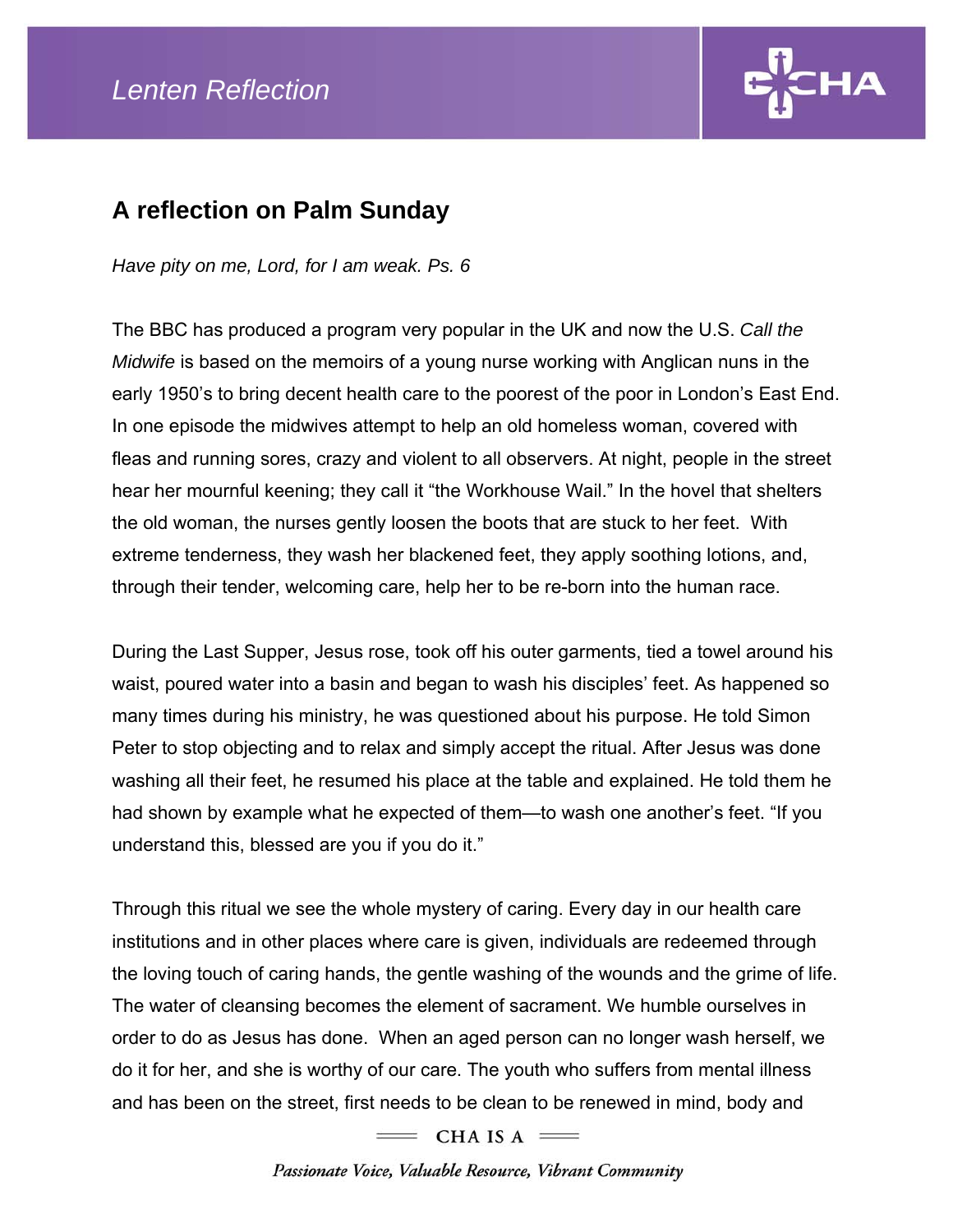Lenten Reflection

## A reflection on Palm Sunday

*Have pity on me, Lord, for I am weak. Ps. 6*

The BBC has produced a program very popular in the UK and now the U.S. *Call the Midwife* is based on the memoirs of a young nurse working with Anglican nuns in the early 1950's to bring decent health care to the poorest of the poor in London's East End. In one episode the midwives attempt to help an old homeless woman, covered with fleas and running sores, crazy and violent to all observers. At night, people in the street hear her mournful keening; they call it "the Workhouse Wail." In the hovel that shelters the old woman, the nurses gently loosen the boots that are stuck to her feet. With extreme tenderness, they wash her blackened feet, they apply soothing lotions, and, through their tender, welcoming care, help her to be re-born into the human race.

During the Last Supper, Jesus rose, took off his outer garments, tied a towel around his waist, poured water into a basin and began to wash his disciples' feet. As happened so many times during his ministry, he was questioned about his purpose. He told Simon Peter to stop objecting and to relax and simply accept the ritual. After Jesus was done washing all their feet, he resumed his place at the table and explained. He told them he had shown by example what he expected of them—to wash one another's feet. "If you understand this, blessed are you if you do it."

Through this ritual we see the whole mystery of caring. Every day in our health care institutions and in other places where care is given, individuals are redeemed through the loving touch of caring hands, the gentle washing of the wounds and the grime of life. The water of cleansing becomes the element of sacrament. We humble ourselves in order to do as Jesus has done. When an aged person can no longer wash herself, we do it for her, and she is worthy of our care. The youth who suffers from mental illness and has been on the street, first needs to be clean to be renewed in mind, body and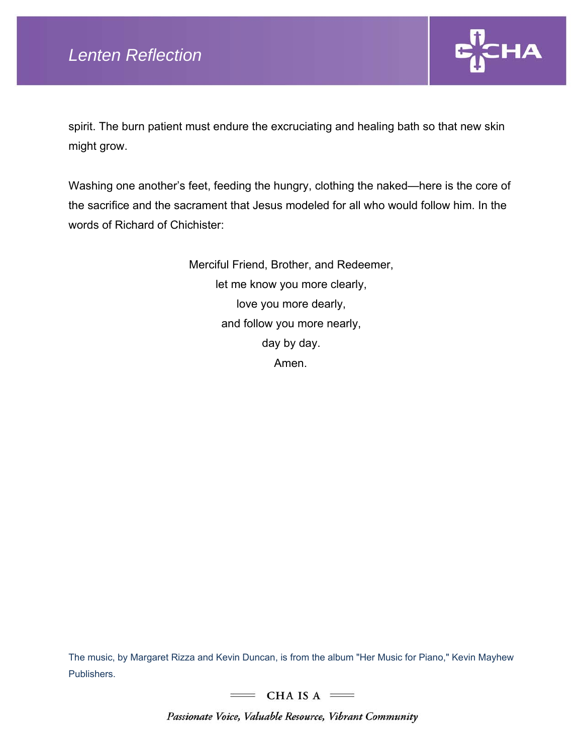spirit. The burn patient must endure the excruciating and healing bath so that new skin might grow.

Washing one another's feet, feeding the hungry, clothing the naked—here is the core of the sacrifice and the sacrament that Jesus modeled for all who would follow him. In the words of Richard of Chichister:

Merciful Friend, Brother, and Redeemer,  
let me know you more clearly,  
love you more dearly,  
and follow you more nearly,  
day by day.  
Amen.

The music, by Margaret Rizza and Kevin Duncan, is from the album "Her Music for Piano," Kevin Mayhew Publishers.

CHA IS A

*Passionate Voice, Valuable Resource, Vibrant Community*